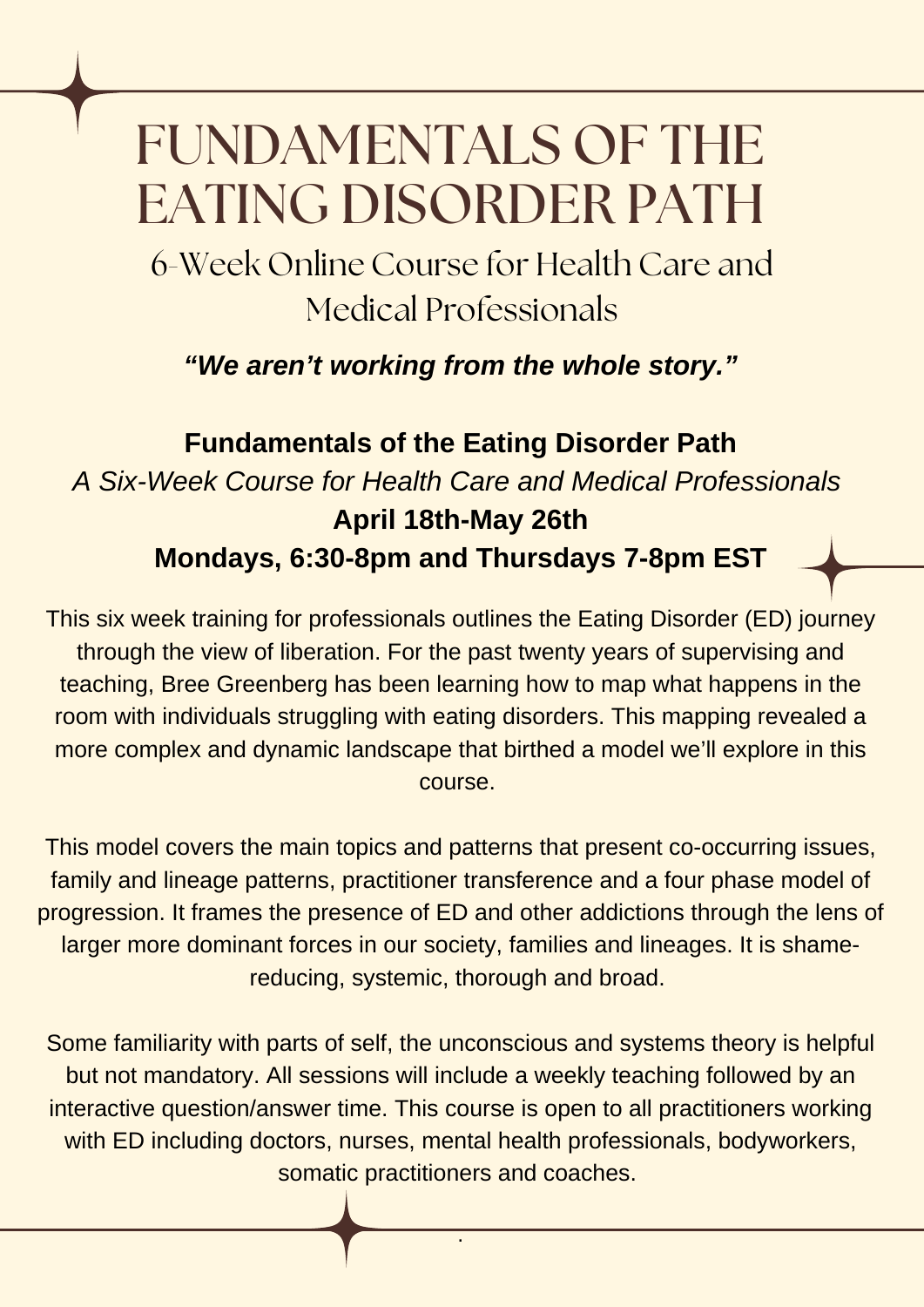# FUNDAMENTALS OF THE EATING DISORDER PATH

## 6-Week Online Course for Health Care and Medical Professionals

***"We aren't working from the whole story."***

**Fundamentals of the Eating Disorder Path**

*A Six-Week Course for Health Care and Medical Professionals*

**April 18th-May 26th**

**Mondays, 6:30-8pm and Thursdays 7-8pm EST**

This six week training for professionals outlines the Eating Disorder (ED) journey through the view of liberation. For the past twenty years of supervising and teaching, Bree Greenberg has been learning how to map what happens in the room with individuals struggling with eating disorders. This mapping revealed a more complex and dynamic landscape that birthed a model we'll explore in this course.

This model covers the main topics and patterns that present co-occurring issues, family and lineage patterns, practitioner transference and a four phase model of progression. It frames the presence of ED and other addictions through the lens of larger more dominant forces in our society, families and lineages. It is shame-reducing, systemic, thorough and broad.

Some familiarity with parts of self, the unconscious and systems theory is helpful but not mandatory. All sessions will include a weekly teaching followed by an interactive question/answer time. This course is open to all practitioners working with ED including doctors, nurses, mental health professionals, bodyworkers, somatic practitioners and coaches.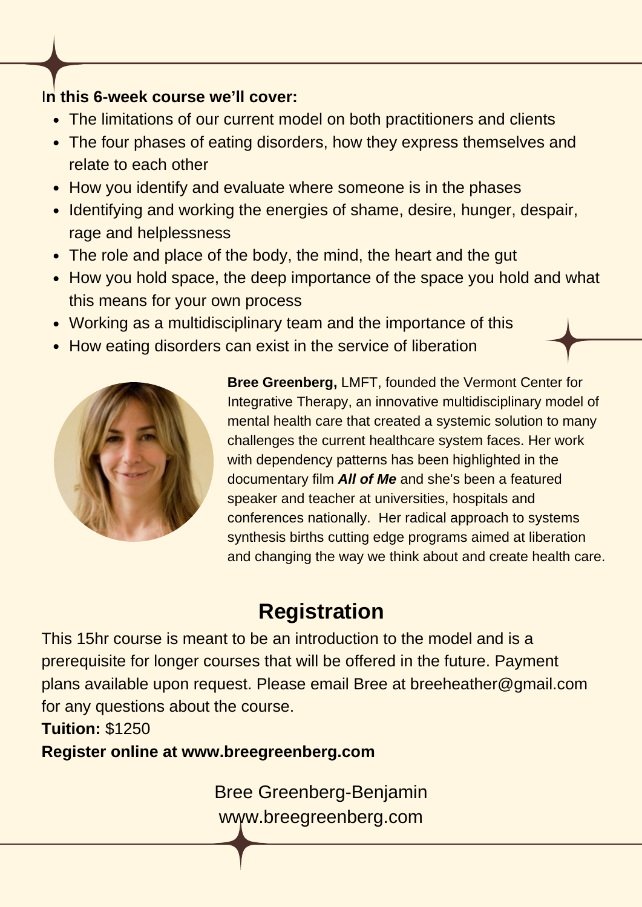**In this 6-week course we'll cover:**

- The limitations of our current model on both practitioners and clients
- The four phases of eating disorders, how they express themselves and relate to each other
- How you identify and evaluate where someone is in the phases
- Identifying and working the energies of shame, desire, hunger, despair, rage and helplessness
- The role and place of the body, the mind, the heart and the gut
- How you hold space, the deep importance of the space you hold and what this means for your own process
- Working as a multidisciplinary team and the importance of this
- How eating disorders can exist in the service of liberation

**Bree Greenberg,** LMFT, founded the Vermont Center for Integrative Therapy, an innovative multidisciplinary model of mental health care that created a systemic solution to many challenges the current healthcare system faces. Her work with dependency patterns has been highlighted in the documentary film ***All of Me*** and she's been a featured speaker and teacher at universities, hospitals and conferences nationally. Her radical approach to systems synthesis births cutting edge programs aimed at liberation and changing the way we think about and create health care.

## Registration

This 15hr course is meant to be an introduction to the model and is a prerequisite for longer courses that will be offered in the future. Payment plans available upon request. Please email Bree at breeheather@gmail.com for any questions about the course.

**Tuition:** $1250

**Register online at www.breegreenberg.com**

Bree Greenberg-Benjamin
www.breegreenberg.com